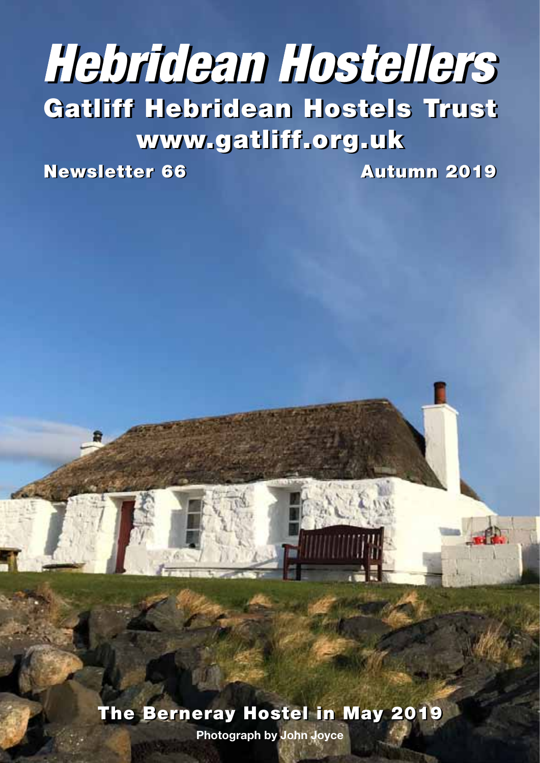# Hebridean Hostellers

## Gatliff Hebridean Hostels Trust

## www.gatliff.org.uk

**Newsletter 66** **Autumn 2019**

**The Berneray Hostel in May 2019**

Photograph by John Joyce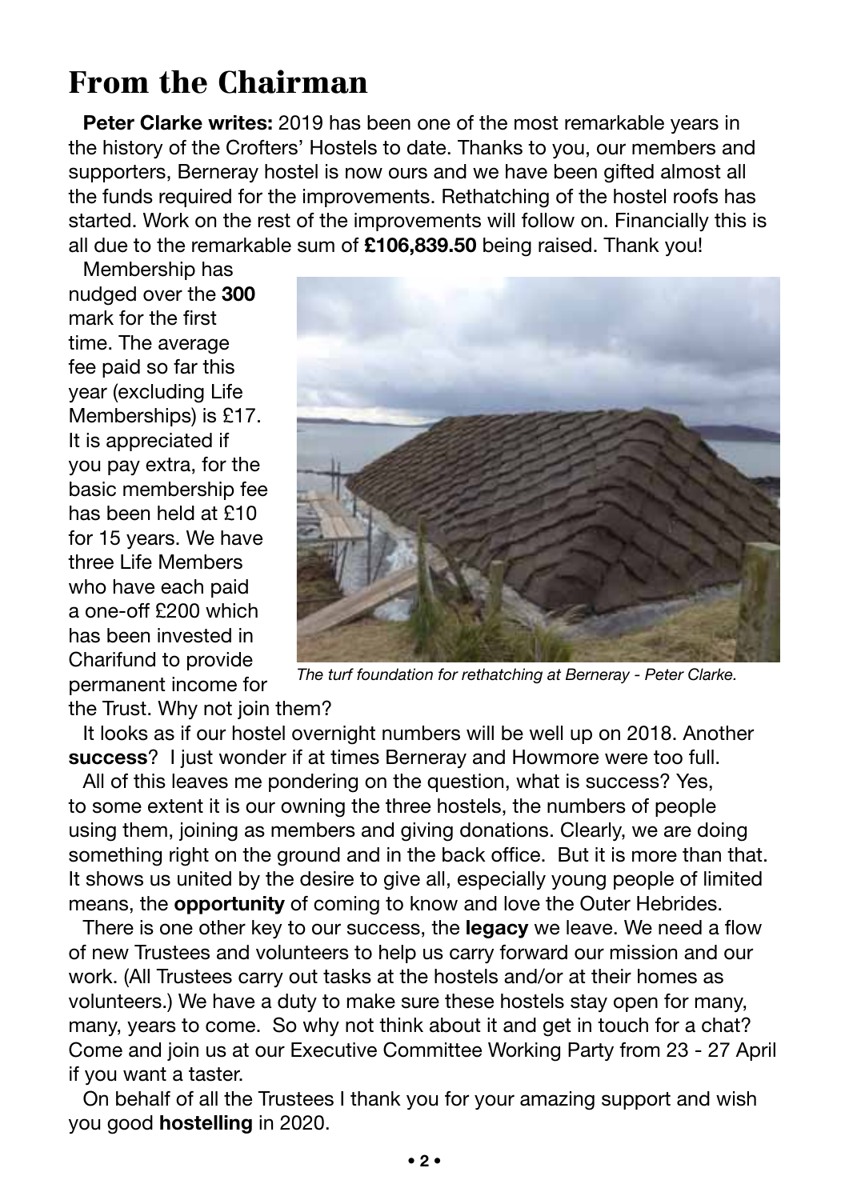# From the Chairman

**Peter Clarke writes:** 2019 has been one of the most remarkable years in the history of the Crofters' Hostels to date. Thanks to you, our members and supporters, Berneray hostel is now ours and we have been gifted almost all the funds required for the improvements. Rethatching of the hostel roofs has started. Work on the rest of the improvements will follow on. Financially this is all due to the remarkable sum of **£106,839.50** being raised. Thank you!

Membership has nudged over the **300** mark for the first time. The average fee paid so far this year (excluding Life Memberships) is £17. It is appreciated if you pay extra, for the basic membership fee has been held at £10 for 15 years. We have three Life Members who have each paid a one-off £200 which has been invested in Charifund to provide permanent income for the Trust. Why not join them?

*The turf foundation for rethatching at Berneray - Peter Clarke.*

It looks as if our hostel overnight numbers will be well up on 2018. Another **success**? I just wonder if at times Berneray and Howmore were too full.

All of this leaves me pondering on the question, what is success? Yes, to some extent it is our owning the three hostels, the numbers of people using them, joining as members and giving donations. Clearly, we are doing something right on the ground and in the back office. But it is more than that. It shows us united by the desire to give all, especially young people of limited means, the **opportunity** of coming to know and love the Outer Hebrides.

There is one other key to our success, the **legacy** we leave. We need a flow of new Trustees and volunteers to help us carry forward our mission and our work. (All Trustees carry out tasks at the hostels and/or at their homes as volunteers.) We have a duty to make sure these hostels stay open for many, many, years to come. So why not think about it and get in touch for a chat? Come and join us at our Executive Committee Working Party from 23 - 27 April if you want a taster.

On behalf of all the Trustees I thank you for your amazing support and wish you good **hostelling** in 2020.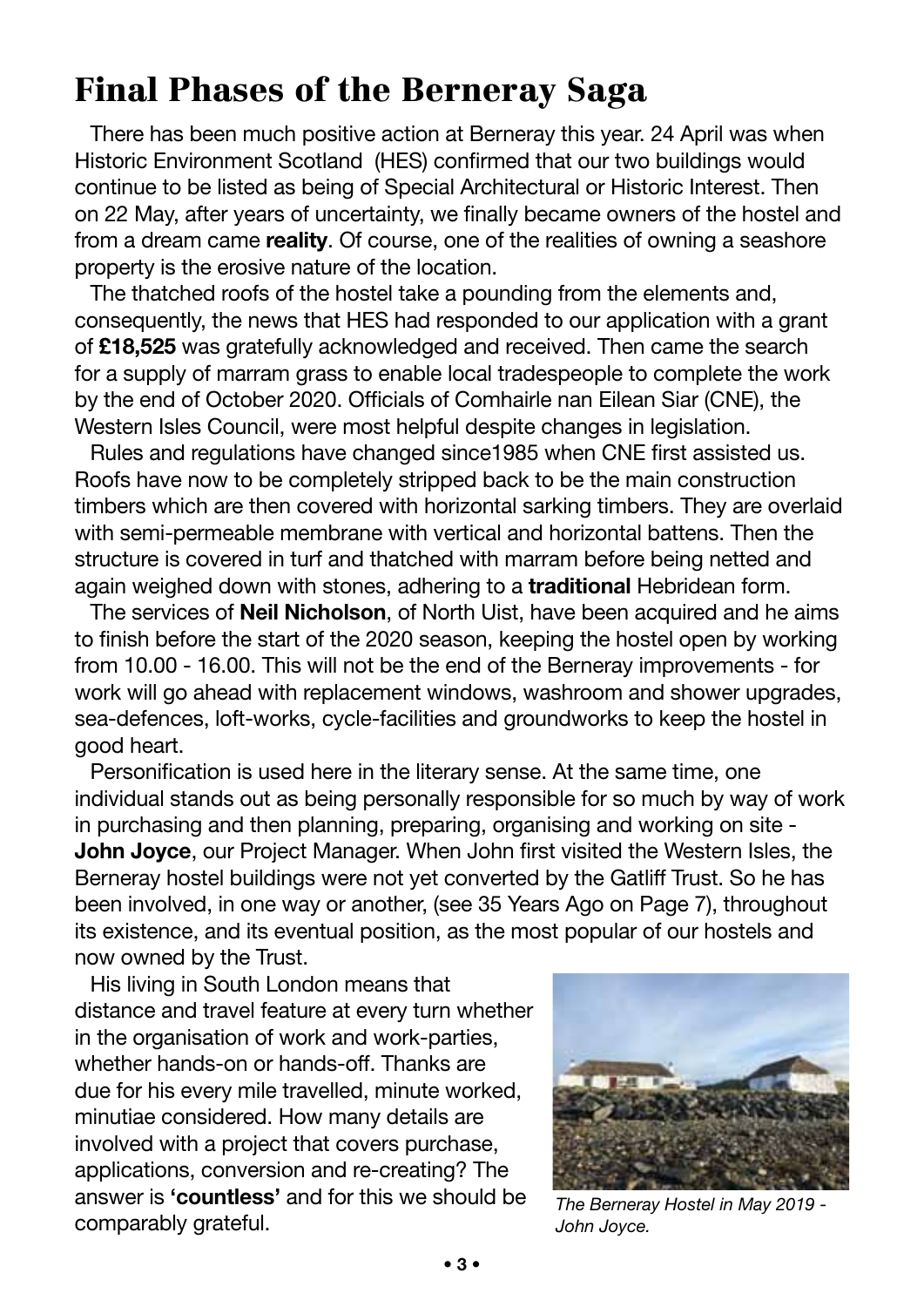# Final Phases of the Berneray Saga

There has been much positive action at Berneray this year. 24 April was when Historic Environment Scotland (HES) confirmed that our two buildings would continue to be listed as being of Special Architectural or Historic Interest. Then on 22 May, after years of uncertainty, we finally became owners of the hostel and from a dream came **reality**. Of course, one of the realities of owning a seashore property is the erosive nature of the location.

The thatched roofs of the hostel take a pounding from the elements and, consequently, the news that HES had responded to our application with a grant of **£18,525** was gratefully acknowledged and received. Then came the search for a supply of marram grass to enable local tradespeople to complete the work by the end of October 2020. Officials of Comhairle nan Eilean Siar (CNE), the Western Isles Council, were most helpful despite changes in legislation.

Rules and regulations have changed since1985 when CNE first assisted us. Roofs have now to be completely stripped back to be the main construction timbers which are then covered with horizontal sarking timbers. They are overlaid with semi-permeable membrane with vertical and horizontal battens. Then the structure is covered in turf and thatched with marram before being netted and again weighed down with stones, adhering to a **traditional** Hebridean form.

The services of **Neil Nicholson**, of North Uist, have been acquired and he aims to finish before the start of the 2020 season, keeping the hostel open by working from 10.00 - 16.00. This will not be the end of the Berneray improvements - for work will go ahead with replacement windows, washroom and shower upgrades, sea-defences, loft-works, cycle-facilities and groundworks to keep the hostel in good heart.

Personification is used here in the literary sense. At the same time, one individual stands out as being personally responsible for so much by way of work in purchasing and then planning, preparing, organising and working on site - **John Joyce**, our Project Manager. When John first visited the Western Isles, the Berneray hostel buildings were not yet converted by the Gatliff Trust. So he has been involved, in one way or another, (see 35 Years Ago on Page 7), throughout its existence, and its eventual position, as the most popular of our hostels and now owned by the Trust.

His living in South London means that distance and travel feature at every turn whether in the organisation of work and work-parties, whether hands-on or hands-off. Thanks are due for his every mile travelled, minute worked, minutiae considered. How many details are involved with a project that covers purchase, applications, conversion and re-creating? The answer is **'countless'** and for this we should be comparably grateful.

*The Berneray Hostel in May 2019 - John Joyce.*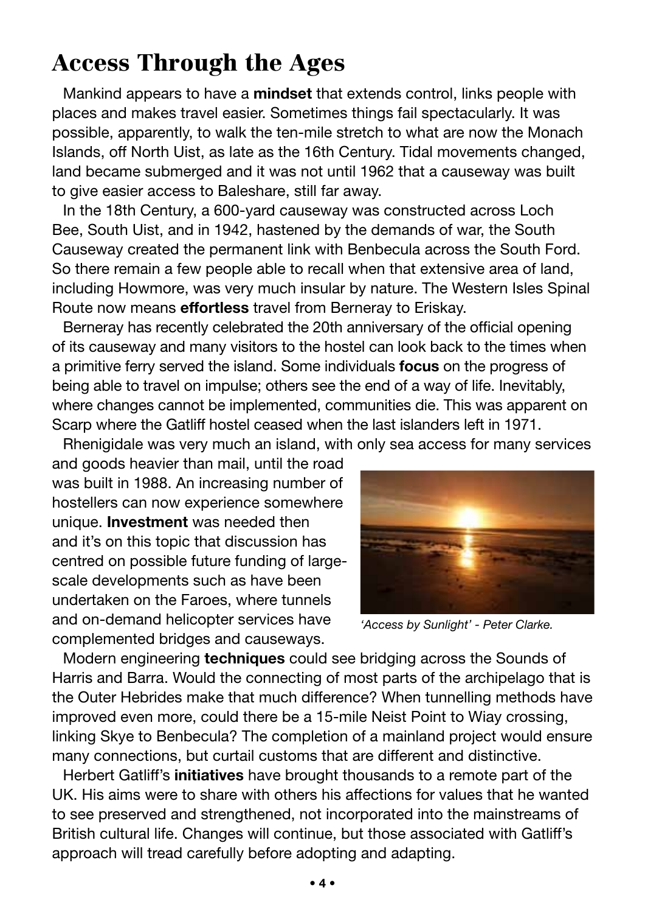# Access Through the Ages

Mankind appears to have a **mindset** that extends control, links people with places and makes travel easier. Sometimes things fail spectacularly. It was possible, apparently, to walk the ten-mile stretch to what are now the Monach Islands, off North Uist, as late as the 16th Century. Tidal movements changed, land became submerged and it was not until 1962 that a causeway was built to give easier access to Baleshare, still far away.

In the 18th Century, a 600-yard causeway was constructed across Loch Bee, South Uist, and in 1942, hastened by the demands of war, the South Causeway created the permanent link with Benbecula across the South Ford. So there remain a few people able to recall when that extensive area of land, including Howmore, was very much insular by nature. The Western Isles Spinal Route now means **effortless** travel from Berneray to Eriskay.

Berneray has recently celebrated the 20th anniversary of the official opening of its causeway and many visitors to the hostel can look back to the times when a primitive ferry served the island. Some individuals **focus** on the progress of being able to travel on impulse; others see the end of a way of life. Inevitably, where changes cannot be implemented, communities die. This was apparent on Scarp where the Gatliff hostel ceased when the last islanders left in 1971.

Rhenigidale was very much an island, with only sea access for many services and goods heavier than mail, until the road was built in 1988. An increasing number of hostellers can now experience somewhere unique. **Investment** was needed then and it's on this topic that discussion has centred on possible future funding of large-scale developments such as have been undertaken on the Faroes, where tunnels and on-demand helicopter services have complemented bridges and causeways.

*'Access by Sunlight' - Peter Clarke.*

Modern engineering **techniques** could see bridging across the Sounds of Harris and Barra. Would the connecting of most parts of the archipelago that is the Outer Hebrides make that much difference? When tunnelling methods have improved even more, could there be a 15-mile Neist Point to Wiay crossing, linking Skye to Benbecula? The completion of a mainland project would ensure many connections, but curtail customs that are different and distinctive.

Herbert Gatliff's **initiatives** have brought thousands to a remote part of the UK. His aims were to share with others his affections for values that he wanted to see preserved and strengthened, not incorporated into the mainstreams of British cultural life. Changes will continue, but those associated with Gatliff's approach will tread carefully before adopting and adapting.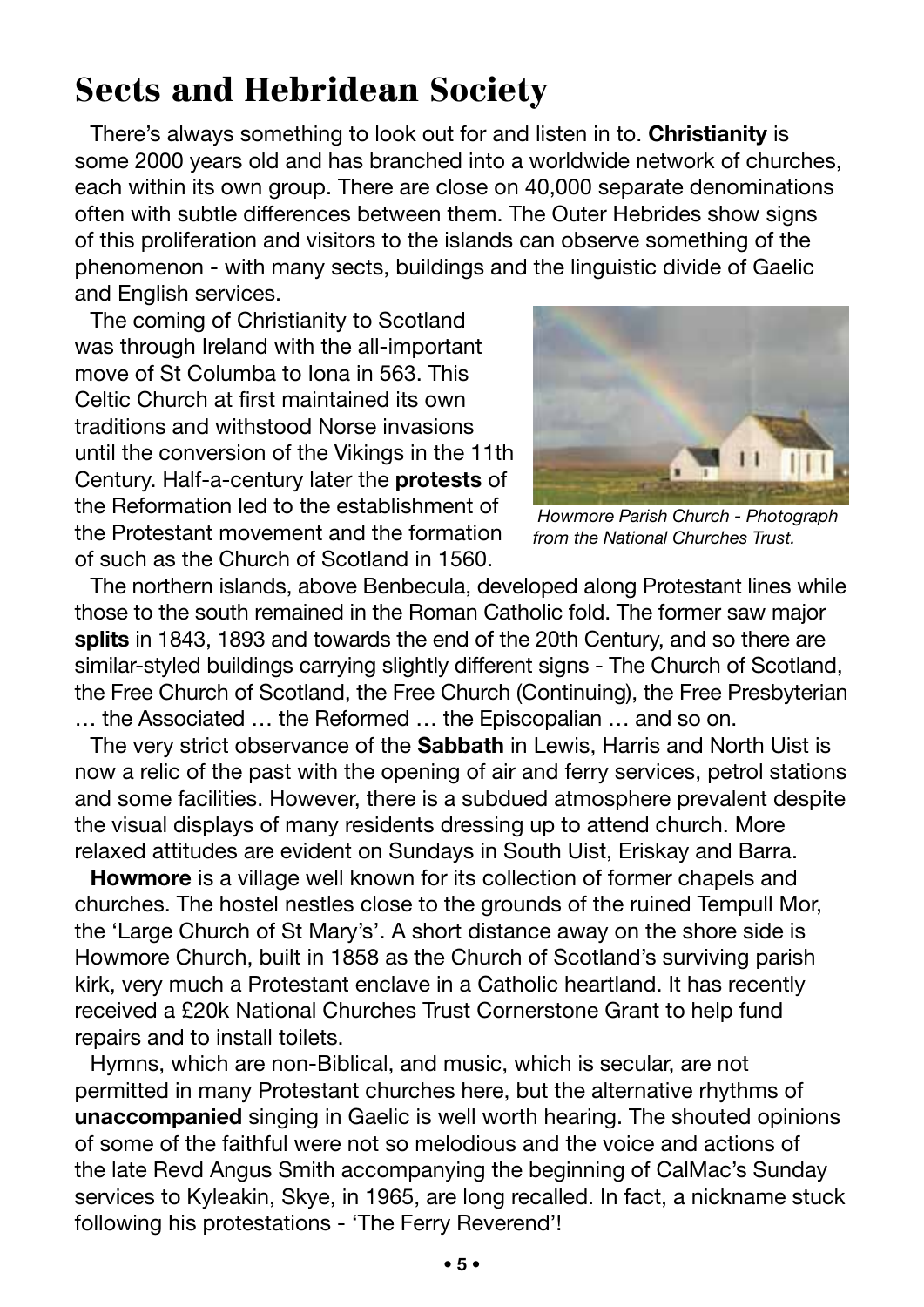# Sects and Hebridean Society

There's always something to look out for and listen in to. **Christianity** is some 2000 years old and has branched into a worldwide network of churches, each within its own group. There are close on 40,000 separate denominations often with subtle differences between them. The Outer Hebrides show signs of this proliferation and visitors to the islands can observe something of the phenomenon - with many sects, buildings and the linguistic divide of Gaelic and English services.

The coming of Christianity to Scotland was through Ireland with the all-important move of St Columba to Iona in 563. This Celtic Church at first maintained its own traditions and withstood Norse invasions until the conversion of the Vikings in the 11th Century. Half-a-century later the **protests** of the Reformation led to the establishment of the Protestant movement and the formation of such as the Church of Scotland in 1560.

*Howmore Parish Church - Photograph from the National Churches Trust.*

The northern islands, above Benbecula, developed along Protestant lines while those to the south remained in the Roman Catholic fold. The former saw major **splits** in 1843, 1893 and towards the end of the 20th Century, and so there are similar-styled buildings carrying slightly different signs - The Church of Scotland, the Free Church of Scotland, the Free Church (Continuing), the Free Presbyterian … the Associated … the Reformed … the Episcopalian … and so on.

The very strict observance of the **Sabbath** in Lewis, Harris and North Uist is now a relic of the past with the opening of air and ferry services, petrol stations and some facilities. However, there is a subdued atmosphere prevalent despite the visual displays of many residents dressing up to attend church. More relaxed attitudes are evident on Sundays in South Uist, Eriskay and Barra.

**Howmore** is a village well known for its collection of former chapels and churches. The hostel nestles close to the grounds of the ruined Tempull Mor, the 'Large Church of St Mary's'. A short distance away on the shore side is Howmore Church, built in 1858 as the Church of Scotland's surviving parish kirk, very much a Protestant enclave in a Catholic heartland. It has recently received a £20k National Churches Trust Cornerstone Grant to help fund repairs and to install toilets.

Hymns, which are non-Biblical, and music, which is secular, are not permitted in many Protestant churches here, but the alternative rhythms of **unaccompanied** singing in Gaelic is well worth hearing. The shouted opinions of some of the faithful were not so melodious and the voice and actions of the late Revd Angus Smith accompanying the beginning of CalMac's Sunday services to Kyleakin, Skye, in 1965, are long recalled. In fact, a nickname stuck following his protestations - 'The Ferry Reverend'!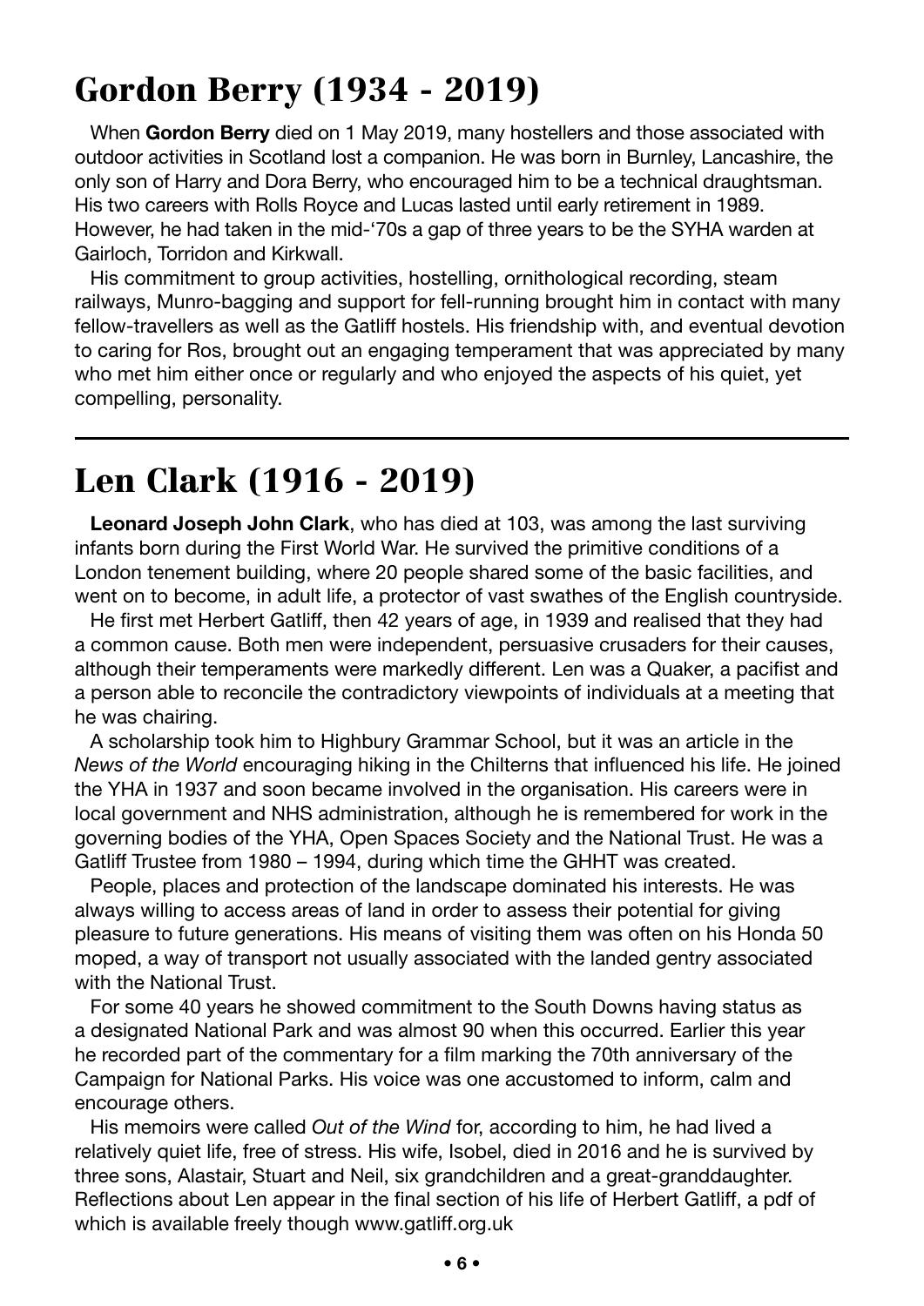## Gordon Berry (1934 - 2019)

When **Gordon Berry** died on 1 May 2019, many hostellers and those associated with outdoor activities in Scotland lost a companion. He was born in Burnley, Lancashire, the only son of Harry and Dora Berry, who encouraged him to be a technical draughtsman. His two careers with Rolls Royce and Lucas lasted until early retirement in 1989. However, he had taken in the mid-'70s a gap of three years to be the SYHA warden at Gairloch, Torridon and Kirkwall.

His commitment to group activities, hostelling, ornithological recording, steam railways, Munro-bagging and support for fell-running brought him in contact with many fellow-travellers as well as the Gatliff hostels. His friendship with, and eventual devotion to caring for Ros, brought out an engaging temperament that was appreciated by many who met him either once or regularly and who enjoyed the aspects of his quiet, yet compelling, personality.

---

## Len Clark (1916 - 2019)

**Leonard Joseph John Clark**, who has died at 103, was among the last surviving infants born during the First World War. He survived the primitive conditions of a London tenement building, where 20 people shared some of the basic facilities, and went on to become, in adult life, a protector of vast swathes of the English countryside.

He first met Herbert Gatliff, then 42 years of age, in 1939 and realised that they had a common cause. Both men were independent, persuasive crusaders for their causes, although their temperaments were markedly different. Len was a Quaker, a pacifist and a person able to reconcile the contradictory viewpoints of individuals at a meeting that he was chairing.

A scholarship took him to Highbury Grammar School, but it was an article in the *News of the World* encouraging hiking in the Chilterns that influenced his life. He joined the YHA in 1937 and soon became involved in the organisation. His careers were in local government and NHS administration, although he is remembered for work in the governing bodies of the YHA, Open Spaces Society and the National Trust. He was a Gatliff Trustee from 1980 – 1994, during which time the GHHT was created.

People, places and protection of the landscape dominated his interests. He was always willing to access areas of land in order to assess their potential for giving pleasure to future generations. His means of visiting them was often on his Honda 50 moped, a way of transport not usually associated with the landed gentry associated with the National Trust.

For some 40 years he showed commitment to the South Downs having status as a designated National Park and was almost 90 when this occurred. Earlier this year he recorded part of the commentary for a film marking the 70th anniversary of the Campaign for National Parks. His voice was one accustomed to inform, calm and encourage others.

His memoirs were called *Out of the Wind* for, according to him, he had lived a relatively quiet life, free of stress. His wife, Isobel, died in 2016 and he is survived by three sons, Alastair, Stuart and Neil, six grandchildren and a great-granddaughter. Reflections about Len appear in the final section of his life of Herbert Gatliff, a pdf of which is available freely though www.gatliff.org.uk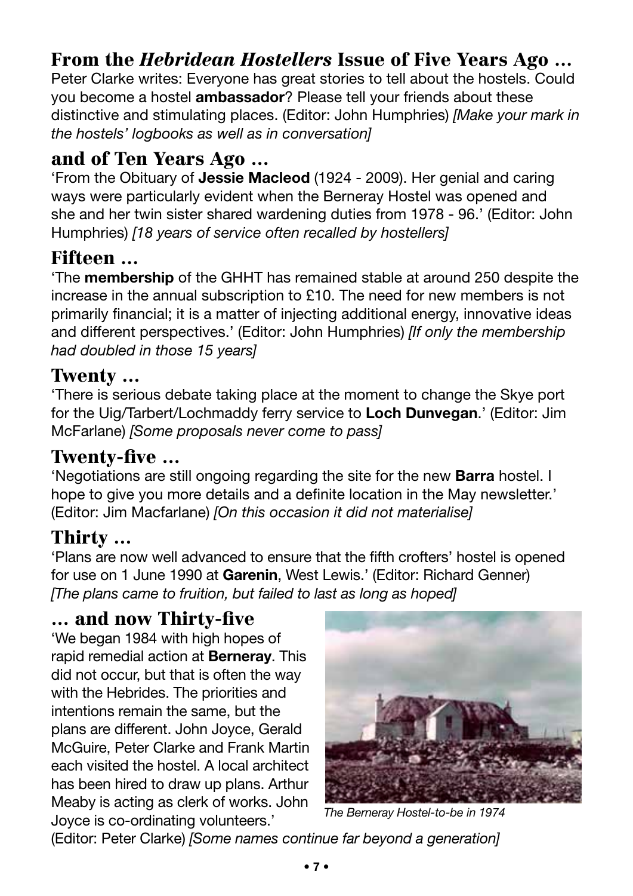## From the *Hebridean Hostellers* Issue of Five Years Ago ...

Peter Clarke writes: Everyone has great stories to tell about the hostels. Could you become a hostel **ambassador**? Please tell your friends about these distinctive and stimulating places. (Editor: John Humphries) *[Make your mark in the hostels' logbooks as well as in conversation]*

## and of Ten Years Ago ...

'From the Obituary of **Jessie Macleod** (1924 - 2009). Her genial and caring ways were particularly evident when the Berneray Hostel was opened and she and her twin sister shared wardening duties from 1978 - 96.' (Editor: John Humphries) *[18 years of service often recalled by hostellers]*

## Fifteen ...

'The **membership** of the GHHT has remained stable at around 250 despite the increase in the annual subscription to £10. The need for new members is not primarily financial; it is a matter of injecting additional energy, innovative ideas and different perspectives.' (Editor: John Humphries) *[If only the membership had doubled in those 15 years]*

## Twenty ...

'There is serious debate taking place at the moment to change the Skye port for the Uig/Tarbert/Lochmaddy ferry service to **Loch Dunvegan**.' (Editor: Jim McFarlane) *[Some proposals never come to pass]*

## Twenty-five ...

'Negotiations are still ongoing regarding the site for the new **Barra** hostel. I hope to give you more details and a definite location in the May newsletter.' (Editor: Jim Macfarlane) *[On this occasion it did not materialise]*

## Thirty ...

'Plans are now well advanced to ensure that the fifth crofters' hostel is opened for use on 1 June 1990 at **Garenin**, West Lewis.' (Editor: Richard Genner) *[The plans came to fruition, but failed to last as long as hoped]*

## ... and now Thirty-five

'We began 1984 with high hopes of rapid remedial action at **Berneray**. This did not occur, but that is often the way with the Hebrides. The priorities and intentions remain the same, but the plans are different. John Joyce, Gerald McGuire, Peter Clarke and Frank Martin each visited the hostel. A local architect has been hired to draw up plans. Arthur Meaby is acting as clerk of works. John Joyce is co-ordinating volunteers.' (Editor: Peter Clarke) *[Some names continue far beyond a generation]*

*The Berneray Hostel-to-be in 1974*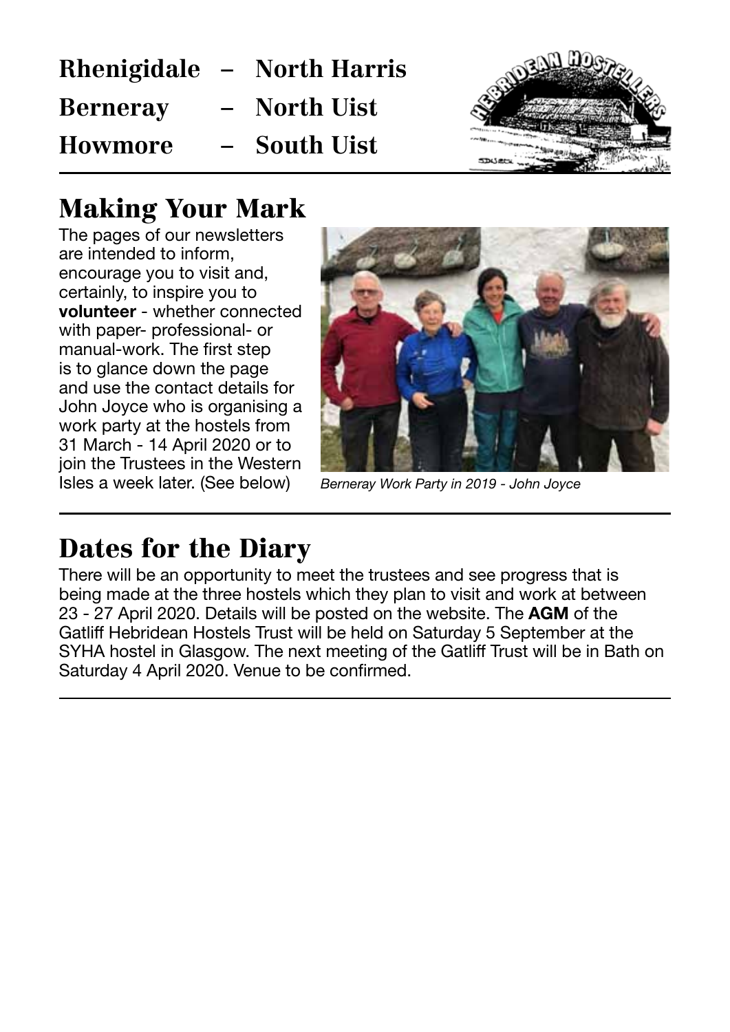**Rhenigidale – North Harris**

**Berneray – North Uist**

**Howmore – South Uist**

## Making Your Mark

The pages of our newsletters are intended to inform, encourage you to visit and, certainly, to inspire you to **volunteer** - whether connected with paper- professional- or manual-work. The first step is to glance down the page and use the contact details for John Joyce who is organising a work party at the hostels from 31 March - 14 April 2020 or to join the Trustees in the Western Isles a week later. (See below)

*Berneray Work Party in 2019 - John Joyce*

## Dates for the Diary

There will be an opportunity to meet the trustees and see progress that is being made at the three hostels which they plan to visit and work at between 23 - 27 April 2020. Details will be posted on the website. The **AGM** of the Gatliff Hebridean Hostels Trust will be held on Saturday 5 September at the SYHA hostel in Glasgow. The next meeting of the Gatliff Trust will be in Bath on Saturday 4 April 2020. Venue to be confirmed.